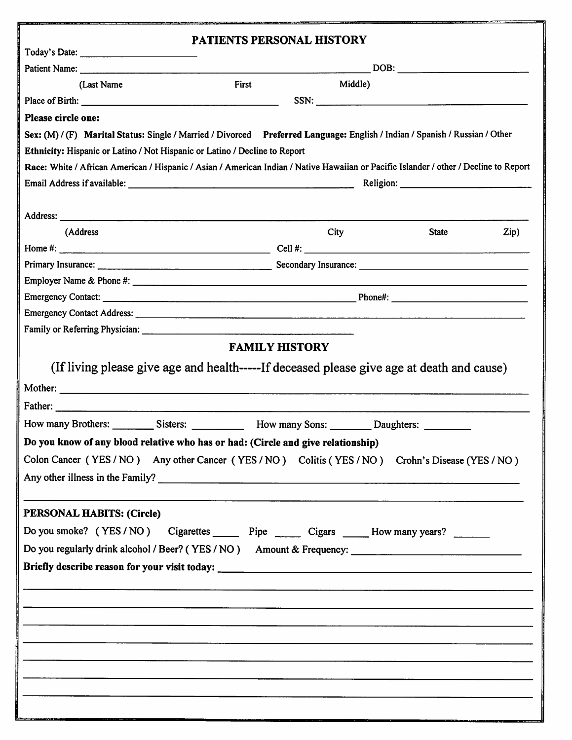# PATIENTS PERSONAL HISTORY

Today's Date: ______________________

Patient Name: ________________________________________________ DOB: ______________________

(Last Name First Middle)

Place of Birth: ________________________________ SSN: ________________________________

**Please circle one:**

**Sex:** (M) / (F) **Marital Status:** Single / Married / Divorced **Preferred Language:** English / Indian / Spanish / Russian / Other

**Ethnicity:** Hispanic or Latino / Not Hispanic or Latino / Decline to Report

**Race:** White / African American / Hispanic / Asian / American Indian / Native Hawaiian or Pacific Islander / other / Decline to Report

Email Address if available: ________________________________ Religion: ______________________

Address: ____________________________________________________________________________

(Address City State Zip)

Home #: ________________________________ Cell #: ________________________________

Primary Insurance: ____________________________ Secondary Insurance: ____________________________

Employer Name & Phone #: ____________________________________________________________

Emergency Contact: ________________________________________ Phone#: ______________________

Emergency Contact Address: ____________________________________________________________

Family or Referring Physician: ________________________________

## FAMILY HISTORY

(If living please give age and health-----If deceased please give age at death and cause)

Mother: ____________________________________________________________________________

Father: ____________________________________________________________________________

How many Brothers: ________ Sisters: __________ How many Sons: ________ Daughters: _________

**Do you know of any blood relative who has or had: (Circle and give relationship)**

Colon Cancer ( YES / NO ) Any other Cancer ( YES / NO ) Colitis ( YES / NO ) Crohn's Disease (YES / NO )

Any other illness in the Family? ____________________________________________________________

____________________________________________________________________________________

**PERSONAL HABITS: (Circle)**

Do you smoke? ( YES / NO ) Cigarettes _____ Pipe _____ Cigars _____ How many years? ______

Do you regularly drink alcohol / Beer? ( YES / NO ) Amount & Frequency: ________________________

**Briefly describe reason for your visit today:** ________________________________________________

____________________________________________________________________________________

____________________________________________________________________________________

____________________________________________________________________________________

____________________________________________________________________________________

____________________________________________________________________________________

____________________________________________________________________________________

____________________________________________________________________________________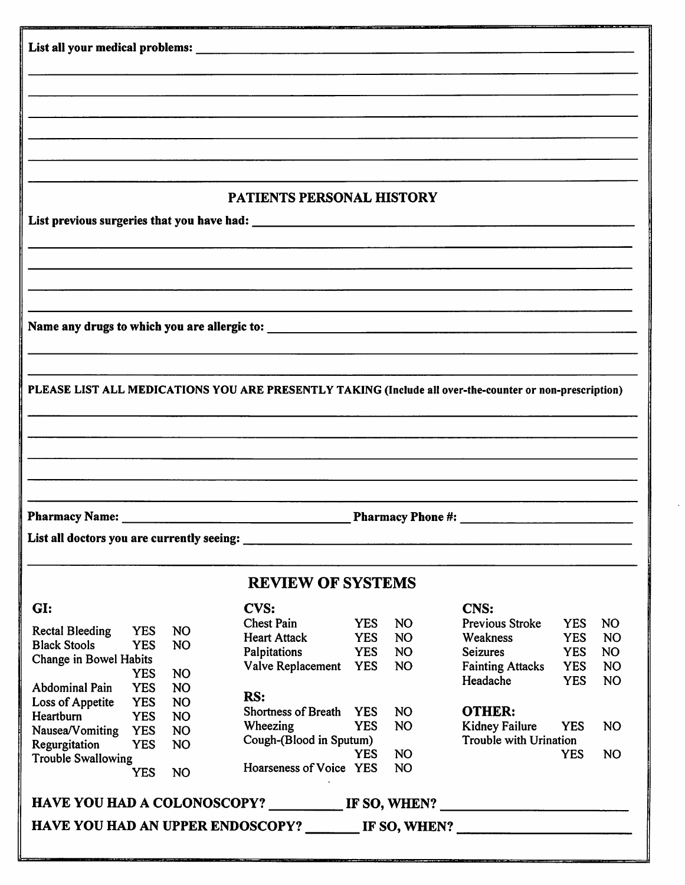**List all your medical problems:** ______________________________________________

______________________________________________

______________________________________________

______________________________________________

______________________________________________

______________________________________________

______________________________________________

## PATIENTS PERSONAL HISTORY

**List previous surgeries that you have had:** ______________________________________________

______________________________________________

______________________________________________

______________________________________________

______________________________________________

**Name any drugs to which you are allergic to:** ______________________________________________

______________________________________________

______________________________________________

**PLEASE LIST ALL MEDICATIONS YOU ARE PRESENTLY TAKING (Include all over-the-counter or non-prescription)**

______________________________________________

______________________________________________

______________________________________________

______________________________________________

______________________________________________

**Pharmacy Name:** ______________________ **Pharmacy Phone #:** ______________________

**List all doctors you are currently seeing:** ______________________________________________

______________________________________________

## REVIEW OF SYSTEMS

### GI:

| | | |
|---|---|---|
| Rectal Bleeding | YES | NO |
| Black Stools | YES | NO |
| Change in Bowel Habits | YES | NO |
| Abdominal Pain | YES | NO |
| Loss of Appetite | YES | NO |
| Heartburn | YES | NO |
| Nausea/Vomiting | YES | NO |
| Regurgitation | YES | NO |
| Trouble Swallowing | YES | NO |

### CVS:

| | | |
|---|---|---|
| Chest Pain | YES | NO |
| Heart Attack | YES | NO |
| Palpitations | YES | NO |
| Valve Replacement | YES | NO |

### RS:

| | | |
|---|---|---|
| Shortness of Breath | YES | NO |
| Wheezing | YES | NO |
| Cough-(Blood in Sputum) | YES | NO |
| Hoarseness of Voice | YES | NO |

### CNS:

| | | |
|---|---|---|
| Previous Stroke | YES | NO |
| Weakness | YES | NO |
| Seizures | YES | NO |
| Fainting Attacks | YES | NO |
| Headache | YES | NO |

### OTHER:

| | | |
|---|---|---|
| Kidney Failure | YES | NO |
| Trouble with Urination | YES | NO |

**HAVE YOU HAD A COLONOSCOPY?** __________ **IF SO, WHEN?** ______________________

**HAVE YOU HAD AN UPPER ENDOSCOPY?** ________ **IF SO, WHEN?** ______________________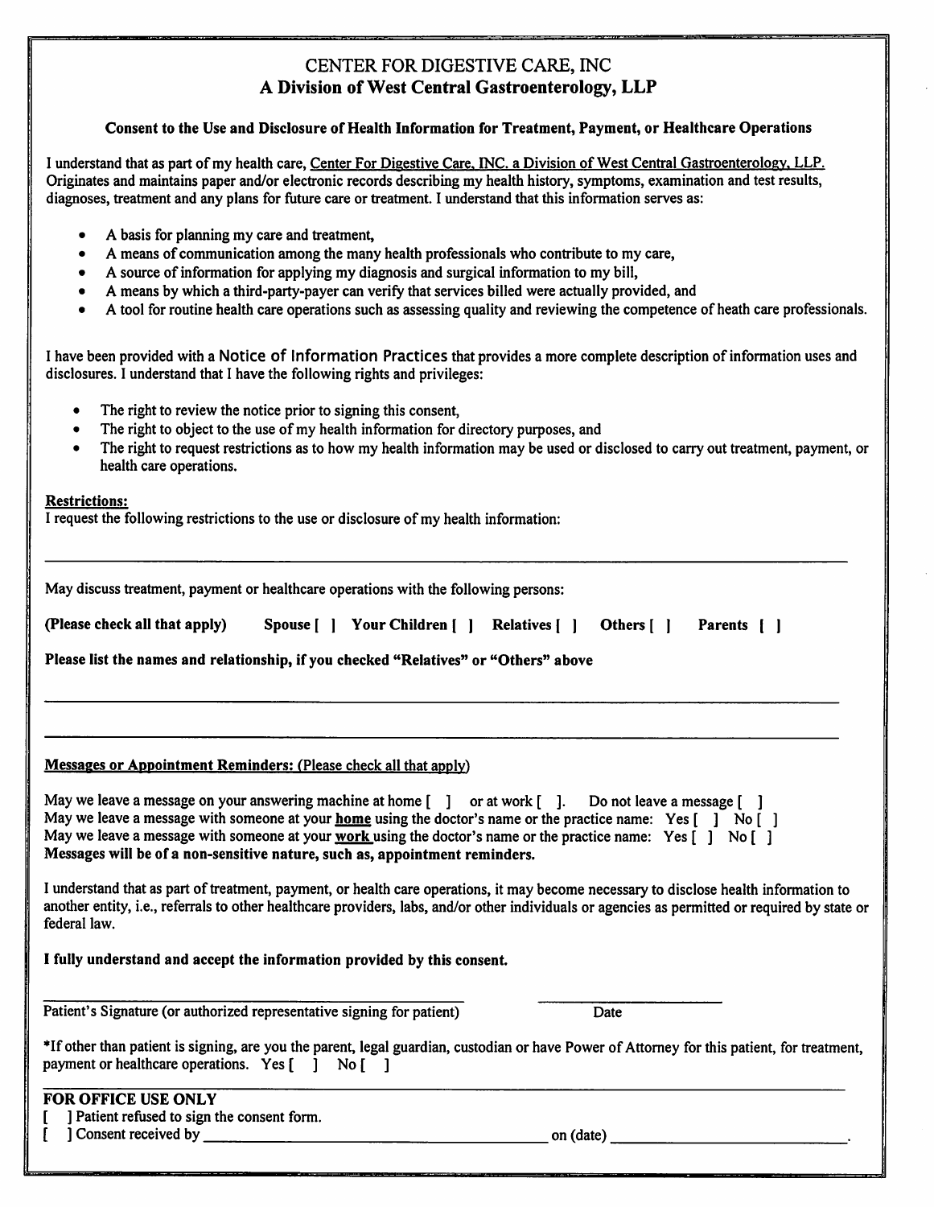# CENTER FOR DIGESTIVE CARE, INC

## A Division of West Central Gastroenterology, LLP

**Consent to the Use and Disclosure of Health Information for Treatment, Payment, or Healthcare Operations**

I understand that as part of my health care, Center For Digestive Care, INC. a Division of West Central Gastroenterology, LLP. Originates and maintains paper and/or electronic records describing my health history, symptoms, examination and test results, diagnoses, treatment and any plans for future care or treatment. I understand that this information serves as:

- A basis for planning my care and treatment,
- A means of communication among the many health professionals who contribute to my care,
- A source of information for applying my diagnosis and surgical information to my bill,
- A means by which a third-party-payer can verify that services billed were actually provided, and
- A tool for routine health care operations such as assessing quality and reviewing the competence of heath care professionals.

I have been provided with a Notice of Information Practices that provides a more complete description of information uses and disclosures. I understand that I have the following rights and privileges:

- The right to review the notice prior to signing this consent,
- The right to object to the use of my health information for directory purposes, and
- The right to request restrictions as to how my health information may be used or disclosed to carry out treatment, payment, or health care operations.

**Restrictions:**

I request the following restrictions to the use or disclosure of my health information:

_______________________________________________________________________________

May discuss treatment, payment or healthcare operations with the following persons:

**(Please check all that apply)** **Spouse [ ] Your Children [ ] Relatives [ ] Others [ ] Parents [ ]**

**Please list the names and relationship, if you checked "Relatives" or "Others" above**

_______________________________________________________________________________

_______________________________________________________________________________

Messages or Appointment Reminders: (Please check all that apply)

May we leave a message on your answering machine at home [ ] or at work [ ]. Do not leave a message [ ]
May we leave a message with someone at your **home** using the doctor's name or the practice name: Yes [ ] No [ ]
May we leave a message with someone at your **work** using the doctor's name or the practice name: Yes [ ] No [ ]
**Messages will be of a non-sensitive nature, such as, appointment reminders.**

I understand that as part of treatment, payment, or health care operations, it may become necessary to disclose health information to another entity, i.e., referrals to other healthcare providers, labs, and/or other individuals or agencies as permitted or required by state or federal law.

**I fully understand and accept the information provided by this consent.**

_______________________________________ _______________________

Patient's Signature (or authorized representative signing for patient) Date

*If other than patient is signing, are you the parent, legal guardian, custodian or have Power of Attorney for this patient, for treatment, payment or healthcare operations. Yes [ ] No [ ]

**FOR OFFICE USE ONLY**

[ ] Patient refused to sign the consent form.
[ ] Consent received by _______________________________ on (date) _______________________.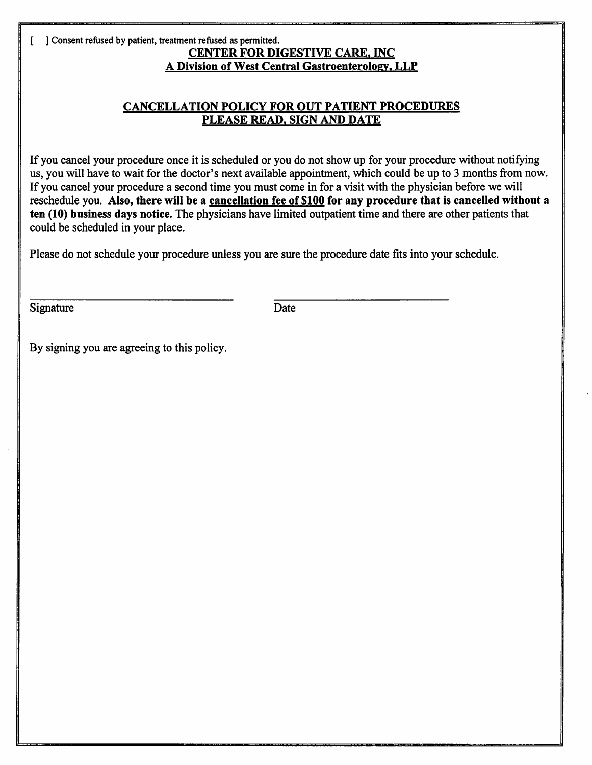[ ] Consent refused by patient, treatment refused as permitted.

## CENTER FOR DIGESTIVE CARE, INC
## A Division of West Central Gastroenterology, LLP

### CANCELLATION POLICY FOR OUT PATIENT PROCEDURES
### PLEASE READ, SIGN AND DATE

If you cancel your procedure once it is scheduled or you do not show up for your procedure without notifying us, you will have to wait for the doctor's next available appointment, which could be up to 3 months from now. If you cancel your procedure a second time you must come in for a visit with the physician before we will reschedule you. **Also, there will be a cancellation fee of $100 for any procedure that is cancelled without a ten (10) business days notice.** The physicians have limited outpatient time and there are other patients that could be scheduled in your place.

Please do not schedule your procedure unless you are sure the procedure date fits into your schedule.

\_\_\_\_\_\_\_\_\_\_\_\_\_\_\_\_\_\_\_\_\_\_\_\_\_\_\_\_\_\_\_ \_\_\_\_\_\_\_\_\_\_\_\_\_\_\_\_\_\_\_\_\_\_\_\_\_\_\_\_\_\_\_

Signature Date

By signing you are agreeing to this policy.